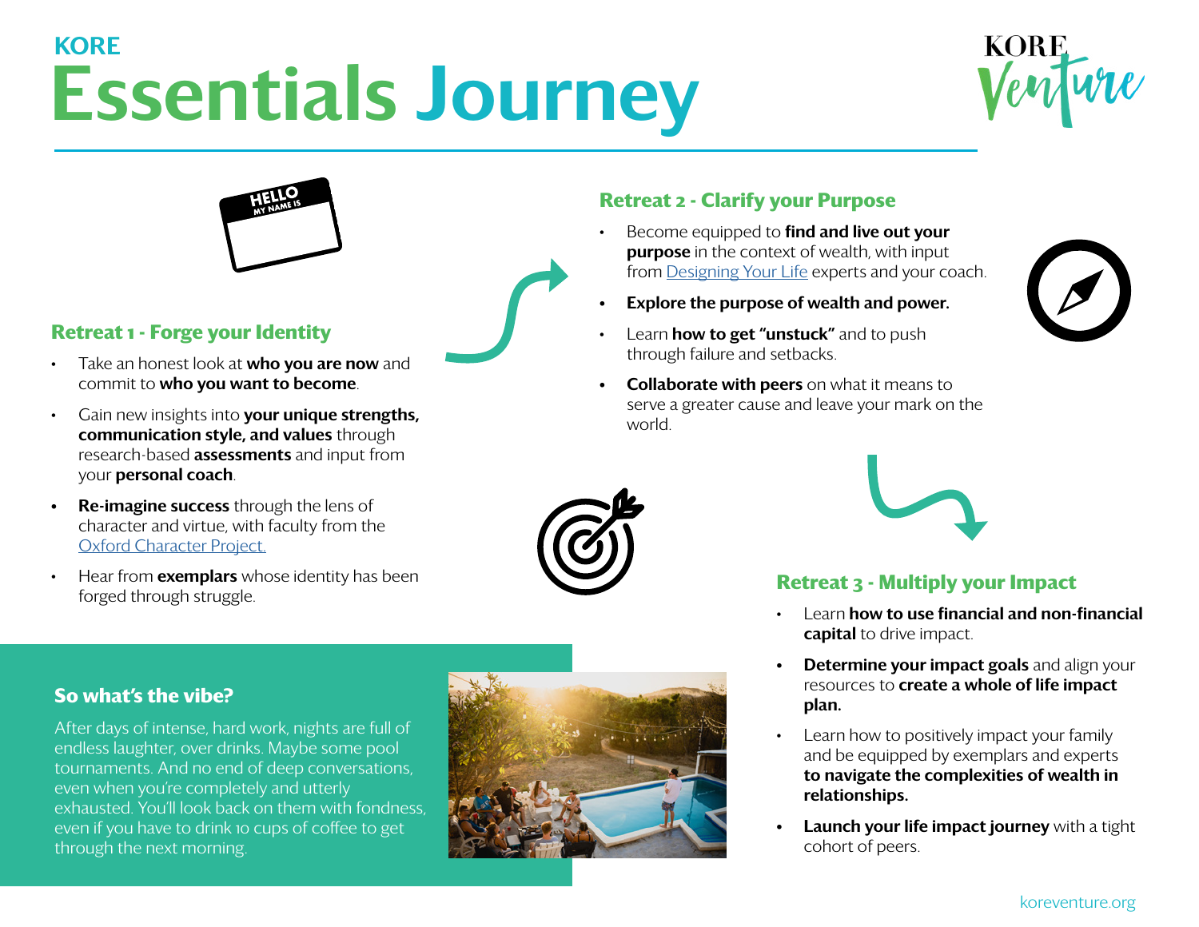KORE

# Essentials Journey

## Retreat 1 - Forge your Identity

- Take an honest look at **who you are now** and commit to **who you want to become**.
- Gain new insights into **your unique strengths, communication style, and values** through research-based **assessments** and input from your **personal coach**.
- **Re-imagine success** through the lens of character and virtue, with faculty from the Oxford Character Project.
- Hear from **exemplars** whose identity has been forged through struggle.

## Retreat 2 - Clarify your Purpose

- Become equipped to **find and live out your purpose** in the context of wealth, with input from Designing Your Life experts and your coach.
- **Explore the purpose of wealth and power.**
- Learn **how to get "unstuck"** and to push through failure and setbacks.
- **Collaborate with peers** on what it means to serve a greater cause and leave your mark on the world.

## Retreat 3 - Multiply your Impact

- Learn **how to use financial and non-financial capital** to drive impact.
- **Determine your impact goals** and align your resources to **create a whole of life impact plan.**
- Learn how to positively impact your family and be equipped by exemplars and experts **to navigate the complexities of wealth in relationships.**
- **Launch your life impact journey** with a tight cohort of peers.

### So what's the vibe?

After days of intense, hard work, nights are full of endless laughter, over drinks. Maybe some pool tournaments. And no end of deep conversations, even when you're completely and utterly exhausted. You'll look back on them with fondness, even if you have to drink 10 cups of coffee to get through the next morning.

koreventure.org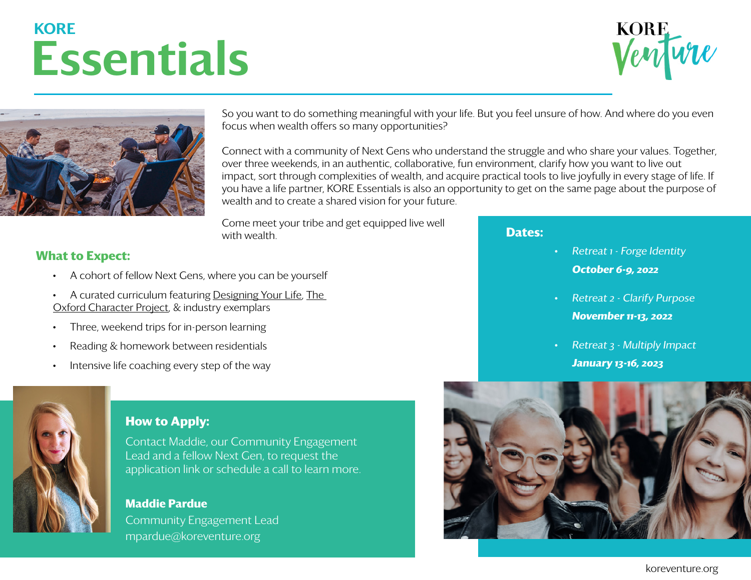KORE

# Essentials

KORE Venture

So you want to do something meaningful with your life. But you feel unsure of how. And where do you even focus when wealth offers so many opportunities?

Connect with a community of Next Gens who understand the struggle and who share your values. Together, over three weekends, in an authentic, collaborative, fun environment, clarify how you want to live out impact, sort through complexities of wealth, and acquire practical tools to live joyfully in every stage of life. If you have a life partner, KORE Essentials is also an opportunity to get on the same page about the purpose of wealth and to create a shared vision for your future.

Come meet your tribe and get equipped live well with wealth.

## What to Expect:

- A cohort of fellow Next Gens, where you can be yourself
- A curated curriculum featuring Designing Your Life, The Oxford Character Project, & industry exemplars
- Three, weekend trips for in-person learning
- Reading & homework between residentials
- Intensive life coaching every step of the way

## Dates:

- *Retreat 1 - Forge Identity*
  ***October 6-9, 2022***
- *Retreat 2 - Clarify Purpose*
  ***November 11-13, 2022***
- *Retreat 3 - Multiply Impact*
  ***January 13-16, 2023***

## How to Apply:

Contact Maddie, our Community Engagement Lead and a fellow Next Gen, to request the application link or schedule a call to learn more.

**Maddie Pardue**
Community Engagement Lead
mpardue@koreventure.org

koreventure.org